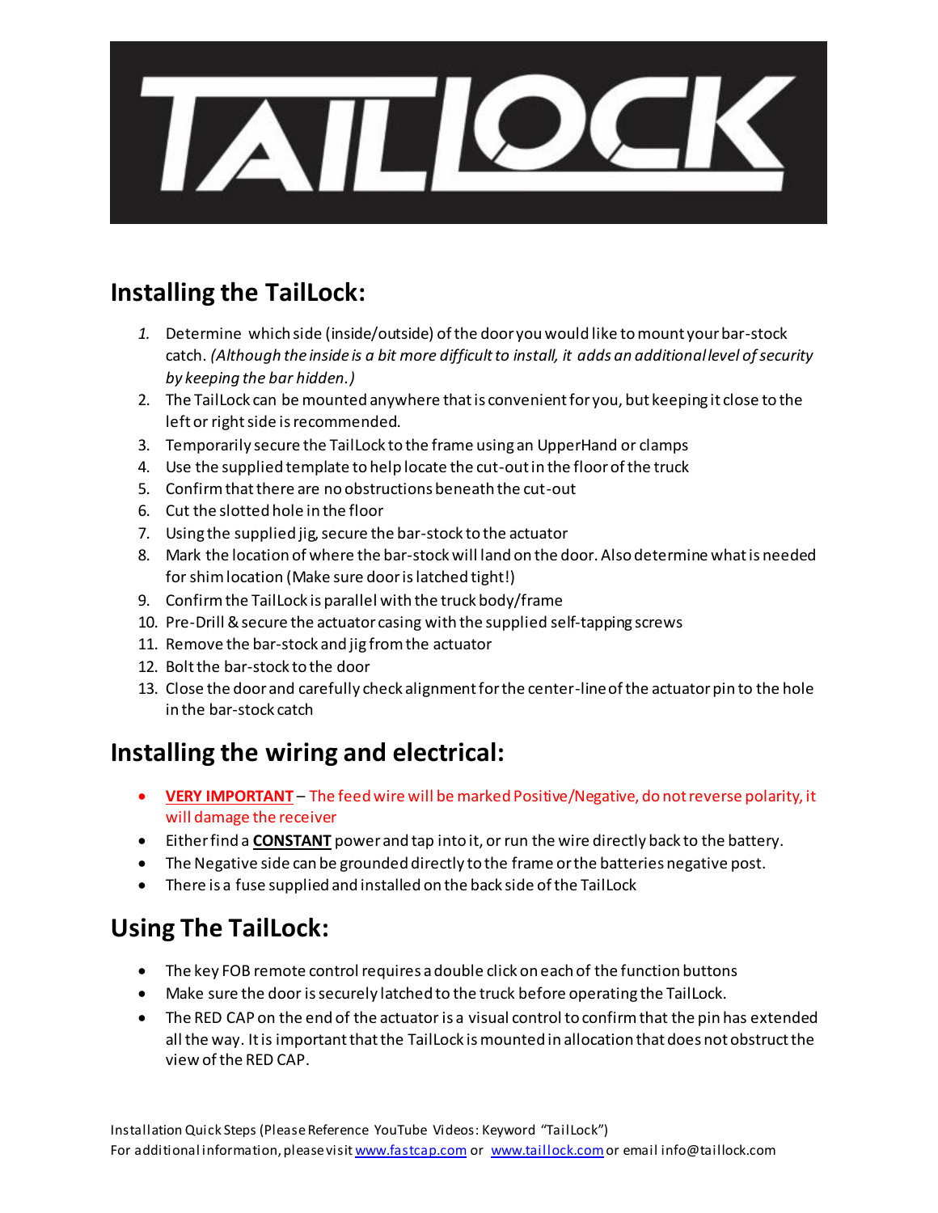# TAILLOCK

## Installing the TailLock:

1. Determine which side (inside/outside) of the door you would like to mount your bar-stock catch. *(Although the inside is a bit more difficult to install, it adds an additional level of security by keeping the bar hidden.)*
2. The TailLock can be mounted anywhere that is convenient for you, but keeping it close to the left or right side is recommended.
3. Temporarily secure the TailLock to the frame using an UpperHand or clamps
4. Use the supplied template to help locate the cut-out in the floor of the truck
5. Confirm that there are no obstructions beneath the cut-out
6. Cut the slotted hole in the floor
7. Using the supplied jig, secure the bar-stock to the actuator
8. Mark the location of where the bar-stock will land on the door. Also determine what is needed for shim location (Make sure door is latched tight!)
9. Confirm the TailLock is parallel with the truck body/frame
10. Pre-Drill & secure the actuator casing with the supplied self-tapping screws
11. Remove the bar-stock and jig from the actuator
12. Bolt the bar-stock to the door
13. Close the door and carefully check alignment for the center-line of the actuator pin to the hole in the bar-stock catch

## Installing the wiring and electrical:

- **VERY IMPORTANT** – The feed wire will be marked Positive/Negative, do not reverse polarity, it will damage the receiver
- Either find a **CONSTANT** power and tap into it, or run the wire directly back to the battery.
- The Negative side can be grounded directly to the frame or the batteries negative post.
- There is a fuse supplied and installed on the back side of the TailLock

## Using The TailLock:

- The key FOB remote control requires a double click on each of the function buttons
- Make sure the door is securely latched to the truck before operating the TailLock.
- The RED CAP on the end of the actuator is a visual control to confirm that the pin has extended all the way. It is important that the TailLock is mounted in allocation that does not obstruct the view of the RED CAP.

Installation Quick Steps (Please Reference YouTube Videos: Keyword "TailLock")
For additional information, please visit www.fastcap.com or www.taillock.com or email info@taillock.com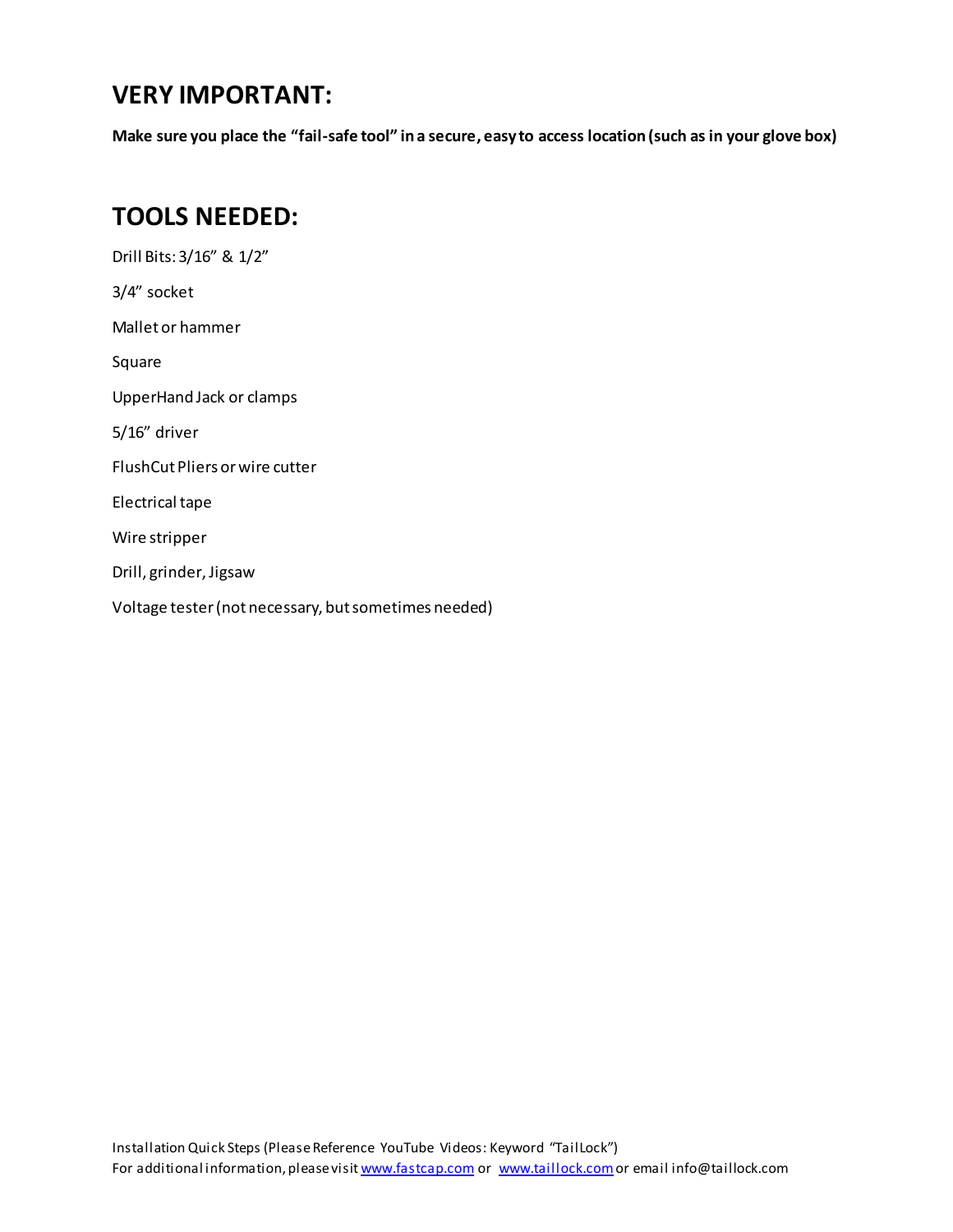## VERY IMPORTANT:

**Make sure you place the "fail-safe tool" in a secure, easy to access location (such as in your glove box)**

## TOOLS NEEDED:

Drill Bits: 3/16" & 1/2"

3/4" socket

Mallet or hammer

Square

UpperHand Jack or clamps

5/16" driver

FlushCut Pliers or wire cutter

Electrical tape

Wire stripper

Drill, grinder, Jigsaw

Voltage tester (not necessary, but sometimes needed)